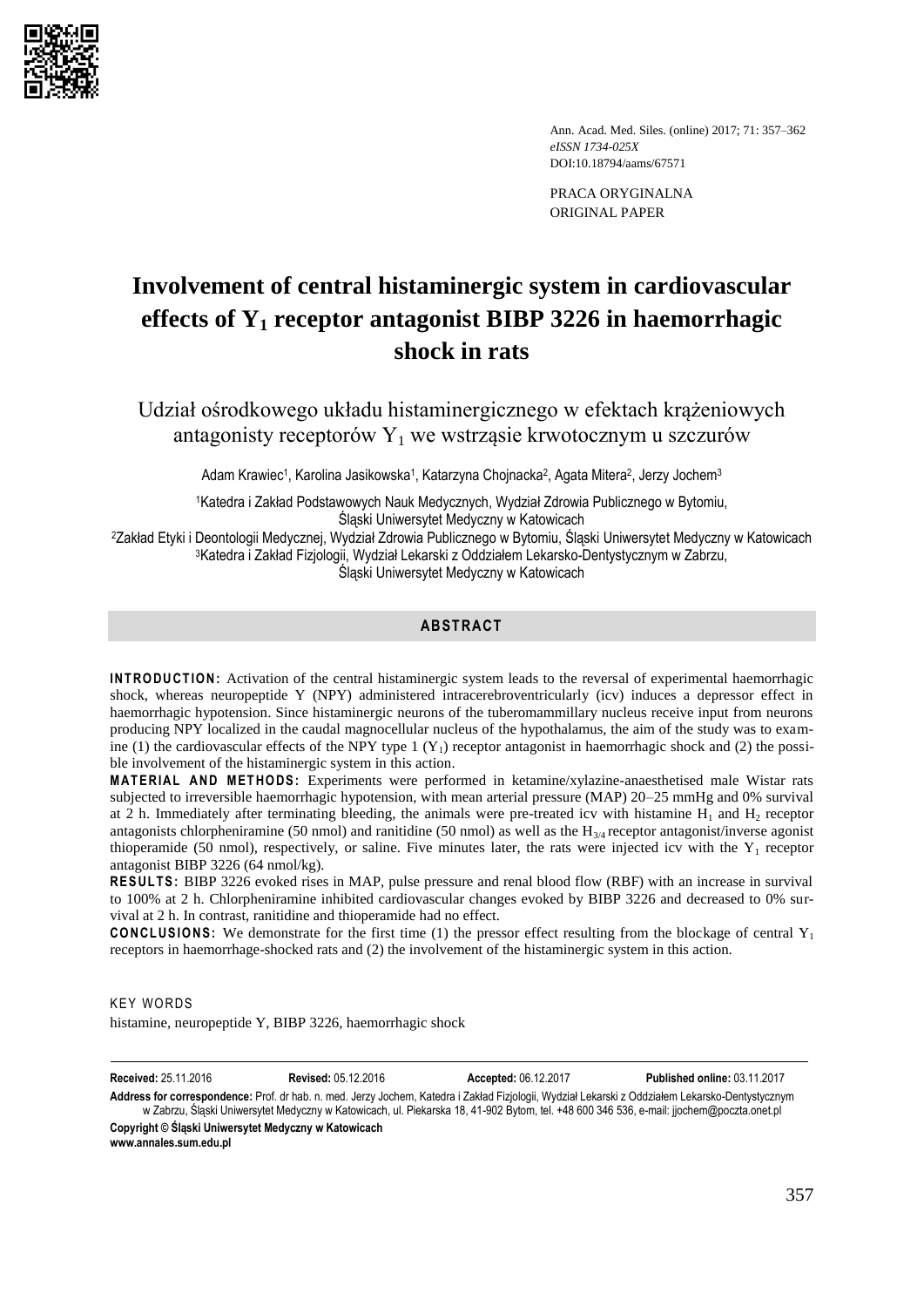PRACA ORYGINALNA
ORIGINAL PAPER

# Involvement of central histaminergic system in cardiovascular effects of $Y_1$ receptor antagonist BIBP 3226 in haemorrhagic shock in rats

## Udział ośrodkowego układu histaminergicznego w efektach krążeniowych antagonisty receptorów $Y_1$ we wstrząsie krwotocznym u szczurów

Adam Krawiec[1], Karolina Jasikowska[1], Katarzyna Chojnacka[2], Agata Mitera[2], Jerzy Jochem[3]

[1]Katedra i Zakład Podstawowych Nauk Medycznych, Wydział Zdrowia Publicznego w Bytomiu, Śląski Uniwersytet Medyczny w Katowicach
[2]Zakład Etyki i Deontologii Medycznej, Wydział Zdrowia Publicznego w Bytomiu, Śląski Uniwersytet Medyczny w Katowicach
[3]Katedra i Zakład Fizjologii, Wydział Lekarski z Oddziałem Lekarsko-Dentystycznym w Zabrzu, Śląski Uniwersytet Medyczny w Katowicach

## ABSTRACT

**INTRODUCTION:** Activation of the central histaminergic system leads to the reversal of experimental haemorrhagic shock, whereas neuropeptide Y (NPY) administered intracerebroventricularly (icv) induces a depressor effect in haemorrhagic hypotension. Since histaminergic neurons of the tuberomammillary nucleus receive input from neurons producing NPY localized in the caudal magnocellular nucleus of the hypothalamus, the aim of the study was to examine (1) the cardiovascular effects of the NPY type 1 ($Y_1$) receptor antagonist in haemorrhagic shock and (2) the possible involvement of the histaminergic system in this action.

**MATERIAL AND METHODS:** Experiments were performed in ketamine/xylazine-anaesthetised male Wistar rats subjected to irreversible haemorrhagic hypotension, with mean arterial pressure (MAP) 20–25 mmHg and 0% survival at 2 h. Immediately after terminating bleeding, the animals were pre-treated icv with histamine $H_1$ and $H_2$ receptor antagonists chlorpheniramine (50 nmol) and ranitidine (50 nmol) as well as the $H_{3/4}$ receptor antagonist/inverse agonist thioperamide (50 nmol), respectively, or saline. Five minutes later, the rats were injected icv with the $Y_1$ receptor antagonist BIBP 3226 (64 nmol/kg).

**RESULTS:** BIBP 3226 evoked rises in MAP, pulse pressure and renal blood flow (RBF) with an increase in survival to 100% at 2 h. Chlorpheniramine inhibited cardiovascular changes evoked by BIBP 3226 and decreased to 0% survival at 2 h. In contrast, ranitidine and thioperamide had no effect.

**CONCLUSIONS:** We demonstrate for the first time (1) the pressor effect resulting from the blockage of central $Y_1$ receptors in haemorrhage-shocked rats and (2) the involvement of the histaminergic system in this action.

KEY WORDS

histamine, neuropeptide Y, BIBP 3226, haemorrhagic shock

**Received:** 25.11.2016 **Revised:** 05.12.2016 **Accepted:** 06.12.2017 **Published online:** 03.11.2017

**Address for correspondence:** Prof. dr hab. n. med. Jerzy Jochem, Katedra i Zakład Fizjologii, Wydział Lekarski z Oddziałem Lekarsko-Dentystycznym w Zabrzu, Śląski Uniwersytet Medyczny w Katowicach, ul. Piekarska 18, 41-902 Bytom, tel. +48 600 346 536, e-mail: jjochem@poczta.onet.pl

**Copyright © Śląski Uniwersytet Medyczny w Katowicach**
**www.annales.sum.edu.pl**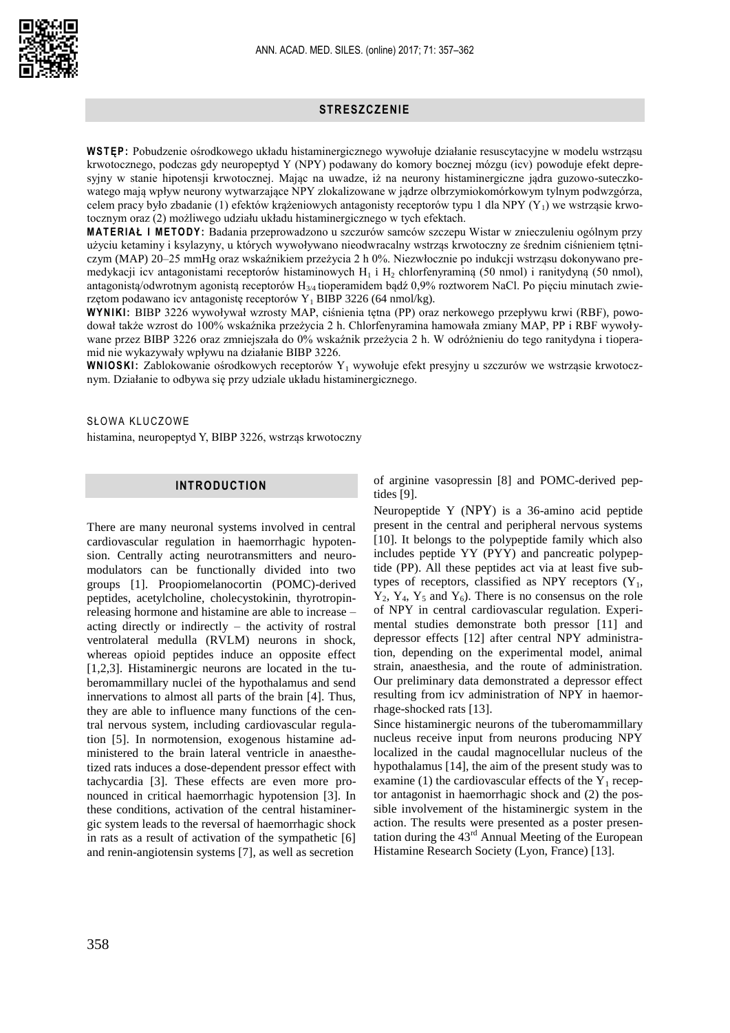## STRESZCZENIE

**WSTĘP:** Pobudzenie ośrodkowego układu histaminergicznego wywołuje działanie resuscytacyjne w modelu wstrząsu krwotocznego, podczas gdy neuropeptyd Y (NPY) podawany do komory bocznej mózgu (icv) powoduje efekt depresyjny w stanie hipotensji krwotocznej. Mając na uwadze, iż na neurony histaminergiczne jądra guzowo-suteczkowatego mają wpływ neurony wytwarzające NPY zlokalizowane w jądrze olbrzymiokomórkowym tylnym podwzgórza, celem pracy było zbadanie (1) efektów krążeniowych antagonisty receptorów typu 1 dla NPY ($Y_1$) we wstrząsie krwotocznym oraz (2) możliwego udziału układu histaminergicznego w tych efektach.

**MATERIAŁ I METODY:** Badania przeprowadzono u szczurów samców szczepu Wistar w znieczuleniu ogólnym przy użyciu ketaminy i ksylazyny, u których wywoływano nieodwracalny wstrząs krwotoczny ze średnim ciśnieniem tętniczym (MAP) 20–25 mmHg oraz wskaźnikiem przeżycia 2 h 0%. Niezwłocznie po indukcji wstrząsu dokonywano premedykacji icv antagonistami receptorów histaminowych $H_1$ i $H_2$ chlorfenyraminą (50 nmol) i ranitydyną (50 nmol), antagonistą/odwrotnym agonistą receptorów $H_{3/4}$ tioperamidem bądź 0,9% roztworem NaCl. Po pięciu minutach zwierzętom podawano icv antagonistę receptorów $Y_1$ BIBP 3226 (64 nmol/kg).

**WYNIKI:** BIBP 3226 wywoływał wzrosty MAP, ciśnienia tętna (PP) oraz nerkowego przepływu krwi (RBF), powodował także wzrost do 100% wskaźnika przeżycia 2 h. Chlorfenyramina hamowała zmiany MAP, PP i RBF wywoływane przez BIBP 3226 oraz zmniejszała do 0% wskaźnik przeżycia 2 h. W odróżnieniu do tego ranitydyna i tioperamid nie wykazywały wpływu na działanie BIBP 3226.

**WNIOSKI:** Zablokowanie ośrodkowych receptorów $Y_1$ wywołuje efekt presyjny u szczurów we wstrząsie krwotocznym. Działanie to odbywa się przy udziale układu histaminergicznego.

SŁOWA KLUCZOWE

histamina, neuropeptyd Y, BIBP 3226, wstrząs krwotoczny

## INTRODUCTION

There are many neuronal systems involved in central cardiovascular regulation in haemorrhagic hypotension. Centrally acting neurotransmitters and neuromodulators can be functionally divided into two groups [1]. Proopiomelanocortin (POMC)-derived peptides, acetylcholine, cholecystokinin, thyrotropin-releasing hormone and histamine are able to increase – acting directly or indirectly – the activity of rostral ventrolateral medulla (RVLM) neurons in shock, whereas opioid peptides induce an opposite effect [1,2,3]. Histaminergic neurons are located in the tuberomammillary nuclei of the hypothalamus and send innervations to almost all parts of the brain [4]. Thus, they are able to influence many functions of the central nervous system, including cardiovascular regulation [5]. In normotension, exogenous histamine administered to the brain lateral ventricle in anaesthetized rats induces a dose-dependent pressor effect with tachycardia [3]. These effects are even more pronounced in critical haemorrhagic hypotension [3]. In these conditions, activation of the central histaminergic system leads to the reversal of haemorrhagic shock in rats as a result of activation of the sympathetic [6] and renin-angiotensin systems [7], as well as secretion of arginine vasopressin [8] and POMC-derived peptides [9].

Neuropeptide Y (NPY) is a 36-amino acid peptide present in the central and peripheral nervous systems [10]. It belongs to the polypeptide family which also includes peptide YY (PYY) and pancreatic polypeptide (PP). All these peptides act via at least five subtypes of receptors, classified as NPY receptors ($Y_1$, $Y_2$, $Y_4$, $Y_5$ and $Y_6$). There is no consensus on the role of NPY in central cardiovascular regulation. Experimental studies demonstrate both pressor [11] and depressor effects [12] after central NPY administration, depending on the experimental model, animal strain, anaesthesia, and the route of administration. Our preliminary data demonstrated a depressor effect resulting from icv administration of NPY in haemorrhage-shocked rats [13].

Since histaminergic neurons of the tuberomammillary nucleus receive input from neurons producing NPY localized in the caudal magnocellular nucleus of the hypothalamus [14], the aim of the present study was to examine (1) the cardiovascular effects of the $Y_1$ receptor antagonist in haemorrhagic shock and (2) the possible involvement of the histaminergic system in the action. The results were presented as a poster presentation during the 43rd Annual Meeting of the European Histamine Research Society (Lyon, France) [13].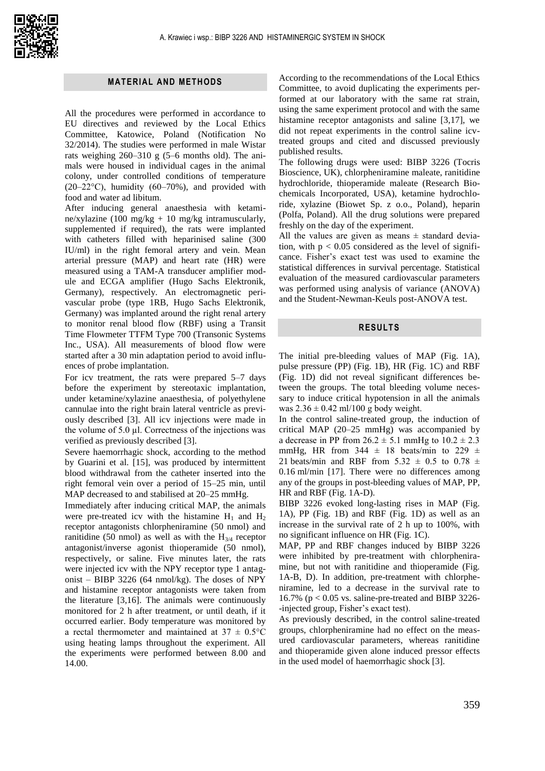## MATERIAL AND METHODS

All the procedures were performed in accordance to EU directives and reviewed by the Local Ethics Committee, Katowice, Poland (Notification No 32/2014). The studies were performed in male Wistar rats weighing 260–310 g (5–6 months old). The animals were housed in individual cages in the animal colony, under controlled conditions of temperature (20–22°C), humidity (60–70%), and provided with food and water ad libitum.

After inducing general anaesthesia with ketamine/xylazine (100 mg/kg + 10 mg/kg intramuscularly, supplemented if required), the rats were implanted with catheters filled with heparinised saline (300 IU/ml) in the right femoral artery and vein. Mean arterial pressure (MAP) and heart rate (HR) were measured using a TAM-A transducer amplifier module and ECGA amplifier (Hugo Sachs Elektronik, Germany), respectively. An electromagnetic perivascular probe (type 1RB, Hugo Sachs Elektronik, Germany) was implanted around the right renal artery to monitor renal blood flow (RBF) using a Transit Time Flowmeter TTFM Type 700 (Transonic Systems Inc., USA). All measurements of blood flow were started after a 30 min adaptation period to avoid influences of probe implantation.

For icv treatment, the rats were prepared 5–7 days before the experiment by stereotaxic implantation, under ketamine/xylazine anaesthesia, of polyethylene cannulae into the right brain lateral ventricle as previously described [3]. All icv injections were made in the volume of 5.0 µl. Correctness of the injections was verified as previously described [3].

Severe haemorrhagic shock, according to the method by Guarini et al. [15], was produced by intermittent blood withdrawal from the catheter inserted into the right femoral vein over a period of 15–25 min, until MAP decreased to and stabilised at 20–25 mmHg.

Immediately after inducing critical MAP, the animals were pre-treated icv with the histamine $H_1$ and $H_2$ receptor antagonists chlorpheniramine (50 nmol) and ranitidine (50 nmol) as well as with the $H_{3/4}$ receptor antagonist/inverse agonist thioperamide (50 nmol), respectively, or saline. Five minutes later, the rats were injected icv with the NPY receptor type 1 antagonist – BIBP 3226 (64 nmol/kg). The doses of NPY and histamine receptor antagonists were taken from the literature [3,16]. The animals were continuously monitored for 2 h after treatment, or until death, if it occurred earlier. Body temperature was monitored by a rectal thermometer and maintained at 37 ± 0.5°C using heating lamps throughout the experiment. All the experiments were performed between 8.00 and 14.00.

According to the recommendations of the Local Ethics Committee, to avoid duplicating the experiments performed at our laboratory with the same rat strain, using the same experiment protocol and with the same histamine receptor antagonists and saline [3,17], we did not repeat experiments in the control saline icv-treated groups and cited and discussed previously published results.

The following drugs were used: BIBP 3226 (Tocris Bioscience, UK), chlorpheniramine maleate, ranitidine hydrochloride, thioperamide maleate (Research Biochemicals Incorporated, USA), ketamine hydrochloride, xylazine (Biowet Sp. z o.o., Poland), heparin (Polfa, Poland). All the drug solutions were prepared freshly on the day of the experiment.

All the values are given as means ± standard deviation, with $p < 0.05$ considered as the level of significance. Fisher's exact test was used to examine the statistical differences in survival percentage. Statistical evaluation of the measured cardiovascular parameters was performed using analysis of variance (ANOVA) and the Student-Newman-Keuls post-ANOVA test.

## RESULTS

The initial pre-bleeding values of MAP (Fig. 1A), pulse pressure (PP) (Fig. 1B), HR (Fig. 1C) and RBF (Fig. 1D) did not reveal significant differences between the groups. The total bleeding volume necessary to induce critical hypotension in all the animals was 2.36 ± 0.42 ml/100 g body weight.

In the control saline-treated group, the induction of critical MAP (20–25 mmHg) was accompanied by a decrease in PP from 26.2 ± 5.1 mmHg to 10.2 ± 2.3 mmHg, HR from 344 ± 18 beats/min to 229 ± 21 beats/min and RBF from 5.32 ± 0.5 to 0.78 ± 0.16 ml/min [17]. There were no differences among any of the groups in post-bleeding values of MAP, PP, HR and RBF (Fig. 1A-D).

BIBP 3226 evoked long-lasting rises in MAP (Fig. 1A), PP (Fig. 1B) and RBF (Fig. 1D) as well as an increase in the survival rate of 2 h up to 100%, with no significant influence on HR (Fig. 1C).

MAP, PP and RBF changes induced by BIBP 3226 were inhibited by pre-treatment with chlorpheniramine, but not with ranitidine and thioperamide (Fig. 1A-B, D). In addition, pre-treatment with chlorpheniramine, led to a decrease in the survival rate to 16.7% ($p < 0.05$ vs. saline-pre-treated and BIBP 3226-injected group, Fisher's exact test).

As previously described, in the control saline-treated groups, chlorpheniramine had no effect on the measured cardiovascular parameters, whereas ranitidine and thioperamide given alone induced pressor effects in the used model of haemorrhagic shock [3].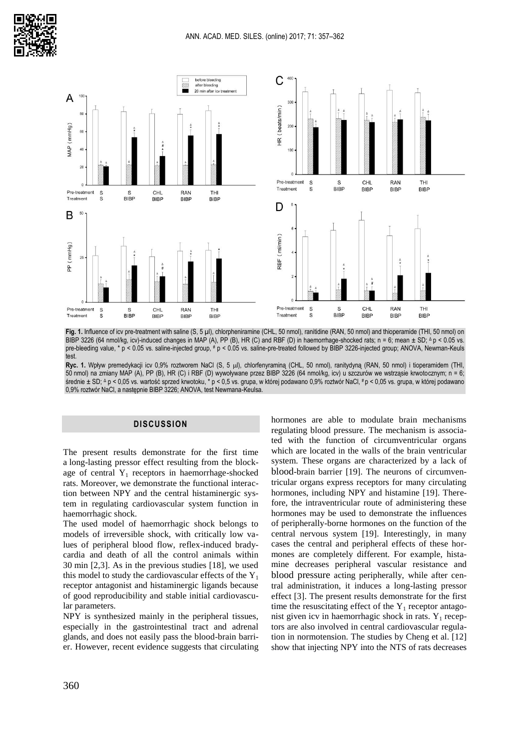A

MAP (mmHg)

0 20 40 60 80 100

Pre-treatment S S CHL RAN THI

Treatment S BIBP BIBP BIBP BIBP

before bleeding

after bleeding

20 min after icv treatment

B

PP (mmHg)

0 25 50

Pre-treatment S S CHL RAN THI

Treatment S BIBP BIBP BIBP BIBP

C

HR (beats/min)

0 100 200 300 400

Pre-treatment S S CHL RAN THI

Treatment S BIBP BIBP BIBP BIBP

D

RBF (ml/min)

0 2 4 6 8

Pre-treatment S S CHL RAN THI

Treatment S BIBP BIBP BIBP BIBP

**Fig. 1.** Influence of icv pre-treatment with saline (S, 5 μl), chlorpheniramine (CHL, 50 nmol), ranitidine (RAN, 50 nmol) and thioperamide (THI, 50 nmol) on BIBP 3226 (64 nmol/kg, icv)-induced changes in MAP (A), PP (B), HR (C) and RBF (D) in haemorrhage-shocked rats; n = 6; mean ± SD; $^{\Delta}$ p < 0.05 vs. pre-bleeding value, * p < 0.05 vs. saline-injected group, # p < 0.05 vs. saline-pre-treated followed by BIBP 3226-injected group; ANOVA, Newman-Keuls test.

**Ryc. 1.** Wpływ premedykacji icv 0,9% roztworem NaCl (S, 5 μl), chlorfenyraminą (CHL, 50 nmol), ranitydyną (RAN, 50 nmol) i tioperamidem (THI, 50 nmol) na zmiany MAP (A), PP (B), HR (C) i RBF (D) wywoływane przez BIBP 3226 (64 nmol/kg, icv) u szczurów we wstrząsie krwotocznym; n = 6; średnie ± SD; $^{\Delta}$ p < 0,05 vs. wartość sprzed krwotoku, * p < 0,5 vs. grupa, w której podawano 0,9% roztwór NaCl, # p < 0,05 vs. grupa, w której podawano 0,9% roztwór NaCl, a następnie BIBP 3226; ANOVA, test Newmana-Keulsa.

## DISCUSSION

The present results demonstrate for the first time a long-lasting pressor effect resulting from the blockage of central $Y_1$ receptors in haemorrhage-shocked rats. Moreover, we demonstrate the functional interaction between NPY and the central histaminergic system in regulating cardiovascular system function in haemorrhagic shock.

The used model of haemorrhagic shock belongs to models of irreversible shock, with critically low values of peripheral blood flow, reflex-induced bradycardia and death of all the control animals within 30 min [2,3]. As in the previous studies [18], we used this model to study the cardiovascular effects of the $Y_1$ receptor antagonist and histaminergic ligands because of good reproducibility and stable initial cardiovascular parameters.

NPY is synthesized mainly in the peripheral tissues, especially in the gastrointestinal tract and adrenal glands, and does not easily pass the blood-brain barrier. However, recent evidence suggests that circulating hormones are able to modulate brain mechanisms regulating blood pressure. The mechanism is associated with the function of circumventricular organs which are located in the walls of the brain ventricular system. These organs are characterized by a lack of blood-brain barrier [19]. The neurons of circumventricular organs express receptors for many circulating hormones, including NPY and histamine [19]. Therefore, the intraventricular route of administering these hormones may be used to demonstrate the influences of peripherally-borne hormones on the function of the central nervous system [19]. Interestingly, in many cases the central and peripheral effects of these hormones are completely different. For example, histamine decreases peripheral vascular resistance and blood pressure acting peripherally, while after central administration, it induces a long-lasting pressor effect [3]. The present results demonstrate for the first time the resuscitating effect of the $Y_1$ receptor antagonist given icv in haemorrhagic shock in rats. $Y_1$ receptors are also involved in central cardiovascular regulation in normotension. The studies by Cheng et al. [12] show that injecting NPY into the NTS of rats decreases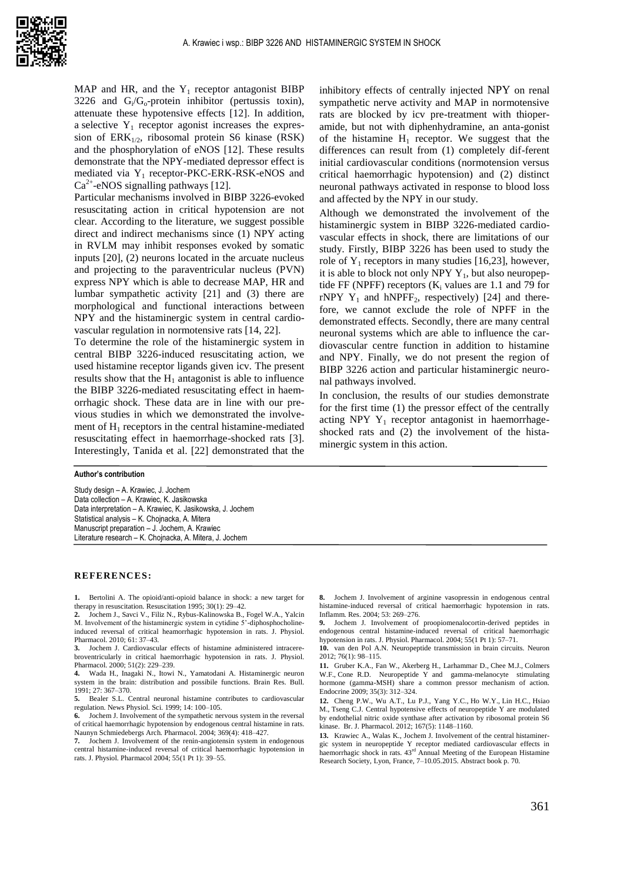MAP and HR, and the $Y_1$ receptor antagonist BIBP 3226 and $G_i/G_o$-protein inhibitor (pertussis toxin), attenuate these hypotensive effects [12]. In addition, a selective $Y_1$ receptor agonist increases the expression of $ERK_{1/2}$, ribosomal protein S6 kinase (RSK) and the phosphorylation of eNOS [12]. These results demonstrate that the NPY-mediated depressor effect is mediated via $Y_1$ receptor-PKC-ERK-RSK-eNOS and $Ca^{2+}$-eNOS signalling pathways [12].

Particular mechanisms involved in BIBP 3226-evoked resuscitating action in critical hypotension are not clear. According to the literature, we suggest possible direct and indirect mechanisms since (1) NPY acting in RVLM may inhibit responses evoked by somatic inputs [20], (2) neurons located in the arcuate nucleus and projecting to the paraventricular nucleus (PVN) express NPY which is able to decrease MAP, HR and lumbar sympathetic activity [21] and (3) there are morphological and functional interactions between NPY and the histaminergic system in central cardiovascular regulation in normotensive rats [14, 22].

To determine the role of the histaminergic system in central BIBP 3226-induced resuscitating action, we used histamine receptor ligands given icv. The present results show that the $H_1$ antagonist is able to influence the BIBP 3226-mediated resuscitating effect in haemorrhagic shock. These data are in line with our previous studies in which we demonstrated the involvement of $H_1$ receptors in the central histamine-mediated resuscitating effect in haemorrhage-shocked rats [3]. Interestingly, Tanida et al. [22] demonstrated that the inhibitory effects of centrally injected NPY on renal sympathetic nerve activity and MAP in normotensive rats are blocked by icv pre-treatment with thioperamide, but not with diphenhydramine, an anta-gonist of the histamine $H_1$ receptor. We suggest that the differences can result from (1) completely dif-ferent initial cardiovascular conditions (normotension versus critical haemorrhagic hypotension) and (2) distinct neuronal pathways activated in response to blood loss and affected by the NPY in our study.

Although we demonstrated the involvement of the histaminergic system in BIBP 3226-mediated cardiovascular effects in shock, there are limitations of our study. Firstly, BIBP 3226 has been used to study the role of $Y_1$ receptors in many studies [16,23], however, it is able to block not only NPY $Y_1$, but also neuropeptide FF (NPFF) receptors ($K_i$ values are 1.1 and 79 for rNPY $Y_1$ and $hNPFF_2$, respectively) [24] and therefore, we cannot exclude the role of NPFF in the demonstrated effects. Secondly, there are many central neuronal systems which are able to influence the cardiovascular centre function in addition to histamine and NPY. Finally, we do not present the region of BIBP 3226 action and particular histaminergic neuronal pathways involved.

In conclusion, the results of our studies demonstrate for the first time (1) the pressor effect of the centrally acting NPY $Y_1$ receptor antagonist in haemorrhage-shocked rats and (2) the involvement of the histaminergic system in this action.

**Author's contribution**

Study design – A. Krawiec, J. Jochem
Data collection – A. Krawiec, K. Jasikowska
Data interpretation – A. Krawiec, K. Jasikowska, J. Jochem
Statistical analysis – K. Chojnacka, A. Mitera
Manuscript preparation – J. Jochem, A. Krawiec
Literature research – K. Chojnacka, A. Mitera, J. Jochem

## REFERENCES:

1. Bertolini A. The opioid/anti-opioid balance in shock: a new target for therapy in resuscitation. Resuscitation 1995; 30(1): 29–42.
2. Jochem J., Savci V., Filiz N., Rybus-Kalinowska B., Fogel W.A., Yalcin M. Involvement of the histaminergic system in cytidine 5'-diphosphocholine-induced reversal of critical heamorrhagic hypotension in rats. J. Physiol. Pharmacol. 2010; 61: 37–43.
3. Jochem J. Cardiovascular effects of histamine administered intracerebroventricularly in critical haemorrhagic hypotension in rats. J. Physiol. Pharmacol. 2000; 51(2): 229–239.
4. Wada H., Inagaki N., Itowi N., Yamatodani A. Histaminergic neuron system in the brain: distribution and possibile functions. Brain Res. Bull. 1991; 27: 367–370.
5. Bealer S.L. Central neuronal histamine contributes to cardiovascular regulation. News Physiol. Sci. 1999; 14: 100–105.
6. Jochem J. Involvement of the sympathetic nervous system in the reversal of critical haemorrhagic hypotension by endogenous central histamine in rats. Naunyn Schmiedebergs Arch. Pharmacol. 2004; 369(4): 418–427.
7. Jochem J. Involvement of the renin-angiotensin system in endogenous central histamine-induced reversal of critical haemorrhagic hypotension in rats. J. Physiol. Pharmacol 2004; 55(1 Pt 1): 39–55.
8. Jochem J. Involvement of arginine vasopressin in endogenous central histamine-induced reversal of critical haemorrhagic hypotension in rats. Inflamm. Res. 2004; 53: 269–276.
9. Jochem J. Involvement of proopiomenalocortin-derived peptides in endogenous central histamine-induced reversal of critical haemorrhagic hypotension in rats. J. Physiol. Pharmacol. 2004; 55(1 Pt 1): 57–71.
10. van den Pol A.N. Neuropeptide transmission in brain circuits. Neuron 2012; 76(1): 98–115.
11. Gruber K.A., Fan W., Akerberg H., Larhammar D., Chee M.J., Colmers W.F., Cone R.D. Neuropeptide Y and gamma-melanocyte stimulating hormone (gamma-MSH) share a common pressor mechanism of action. Endocrine 2009; 35(3): 312–324.
12. Cheng P.W., Wu A.T., Lu P.J., Yang Y.C., Ho W.Y., Lin H.C., Hsiao M., Tseng C.J. Central hypotensive effects of neuropeptide Y are modulated by endothelial nitric oxide synthase after activation by ribosomal protein S6 kinase. Br. J. Pharmacol. 2012; 167(5): 1148–1160.
13. Krawiec A., Walas K., Jochem J. Involvement of the central histaminergic system in neuropeptide Y receptor mediated cardiovascular effects in haemorrhagic shock in rats. 43rd Annual Meeting of the European Histamine Research Society, Lyon, France, 7–10.05.2015. Abstract book p. 70.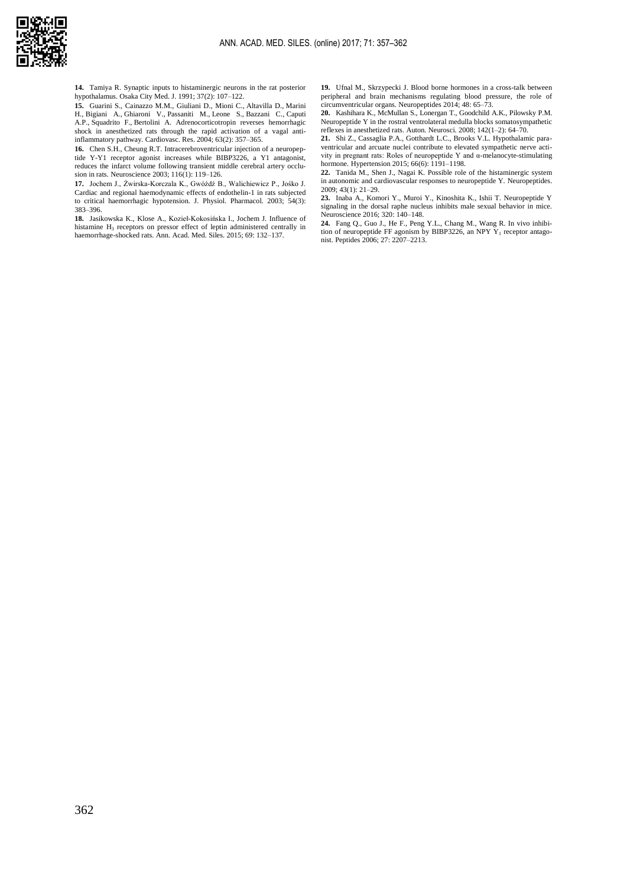**14.** Tamiya R. Synaptic inputs to histaminergic neurons in the rat posterior hypothalamus. Osaka City Med. J. 1991; 37(2): 107–122.

**15.** Guarini S., Cainazzo M.M., Giuliani D., Mioni C., Altavilla D., Marini H., Bigiani A., Ghiaroni V., Passaniti M., Leone S., Bazzani C., Caputi A.P., Squadrito F., Bertolini A. Adrenocorticotropin reverses hemorrhagic shock in anesthetized rats through the rapid activation of a vagal anti-inflammatory pathway. Cardiovasc. Res. 2004; 63(2): 357–365.

**16.** Chen S.H., Cheung R.T. Intracerebroventricular injection of a neuropeptide Y-Y1 receptor agonist increases while BIBP3226, a Y1 antagonist, reduces the infarct volume following transient middle cerebral artery occlusion in rats. Neuroscience 2003; 116(1): 119–126.

**17.** Jochem J., Żwirska-Korczala K., Gwóźdź B., Walichiewicz P., Jośko J. Cardiac and regional haemodynamic effects of endothelin-1 in rats subjected to critical haemorrhagic hypotension. J. Physiol. Pharmacol. 2003; 54(3): 383–396.

**18.** Jasikowska K., Klose A., Kozieł-Kokosińska I., Jochem J. Influence of histamine $H_3$ receptors on pressor effect of leptin administered centrally in haemorrhage-shocked rats. Ann. Acad. Med. Siles. 2015; 69: 132–137.

**19.** Ufnal M., Skrzypecki J. Blood borne hormones in a cross-talk between peripheral and brain mechanisms regulating blood pressure, the role of circumventricular organs. Neuropeptides 2014; 48: 65–73.

**20.** Kashihara K., McMullan S., Lonergan T., Goodchild A.K., Pilowsky P.M. Neuropeptide Y in the rostral ventrolateral medulla blocks somatosympathetic reflexes in anesthetized rats. Auton. Neurosci. 2008; 142(1–2): 64–70.

**21.** Shi Z., Cassaglia P.A., Gotthardt L.C., Brooks V.L. Hypothalamic paraventricular and arcuate nuclei contribute to elevated sympathetic nerve activity in pregnant rats: Roles of neuropeptide Y and α-melanocyte-stimulating hormone. Hypertension 2015; 66(6): 1191–1198.

**22.** Tanida M., Shen J., Nagai K. Possible role of the histaminergic system in autonomic and cardiovascular responses to neuropeptide Y. Neuropeptides. 2009; 43(1): 21–29.

**23.** Inaba A., Komori Y., Muroi Y., Kinoshita K., Ishii T. Neuropeptide Y signaling in the dorsal raphe nucleus inhibits male sexual behavior in mice. Neuroscience 2016; 320: 140–148.

**24.** Fang Q., Guo J., He F., Peng Y.L., Chang M., Wang R. In vivo inhibition of neuropeptide FF agonism by BIBP3226, an NPY $Y_1$ receptor antagonist. Peptides 2006; 27: 2207–2213.